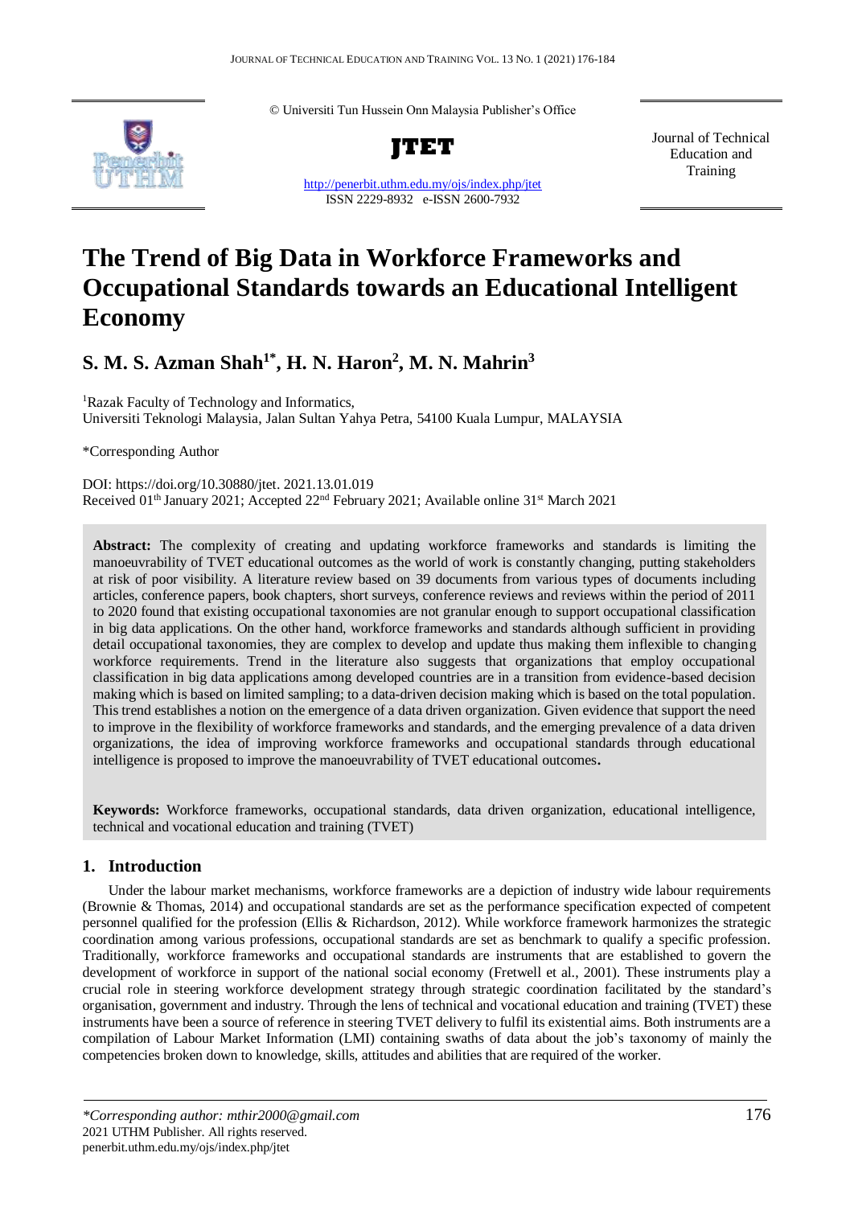© Universiti Tun Hussein Onn Malaysia Publisher's Office

**JTET**

http://penerbit.uthm.edu.my/ojs/index.php/jtet

ISSN 2229-8932 e-ISSN 2600-7932

Journal of Technical Education and Training

# The Trend of Big Data in Workforce Frameworks and Occupational Standards towards an Educational Intelligent Economy

## S. M. S. Azman Shah[1*], H. N. Haron[2], M. N. Mahrin[3]

[1]Razak Faculty of Technology and Informatics,
Universiti Teknologi Malaysia, Jalan Sultan Yahya Petra, 54100 Kuala Lumpur, MALAYSIA

*Corresponding Author

DOI: https://doi.org/10.30880/jtet. 2021.13.01.019
Received 01th January 2021; Accepted 22nd February 2021; Available online 31st March 2021

**Abstract:** The complexity of creating and updating workforce frameworks and standards is limiting the manoeuvrability of TVET educational outcomes as the world of work is constantly changing, putting stakeholders at risk of poor visibility. A literature review based on 39 documents from various types of documents including articles, conference papers, book chapters, short surveys, conference reviews and reviews within the period of 2011 to 2020 found that existing occupational taxonomies are not granular enough to support occupational classification in big data applications. On the other hand, workforce frameworks and standards although sufficient in providing detail occupational taxonomies, they are complex to develop and update thus making them inflexible to changing workforce requirements. Trend in the literature also suggests that organizations that employ occupational classification in big data applications among developed countries are in a transition from evidence-based decision making which is based on limited sampling; to a data-driven decision making which is based on the total population. This trend establishes a notion on the emergence of a data driven organization. Given evidence that support the need to improve in the flexibility of workforce frameworks and standards, and the emerging prevalence of a data driven organizations, the idea of improving workforce frameworks and occupational standards through educational intelligence is proposed to improve the manoeuvrability of TVET educational outcomes**.**

**Keywords:** Workforce frameworks, occupational standards, data driven organization, educational intelligence, technical and vocational education and training (TVET)

## 1. Introduction

Under the labour market mechanisms, workforce frameworks are a depiction of industry wide labour requirements (Brownie & Thomas, 2014) and occupational standards are set as the performance specification expected of competent personnel qualified for the profession (Ellis & Richardson, 2012). While workforce framework harmonizes the strategic coordination among various professions, occupational standards are set as benchmark to qualify a specific profession. Traditionally, workforce frameworks and occupational standards are instruments that are established to govern the development of workforce in support of the national social economy (Fretwell et al., 2001). These instruments play a crucial role in steering workforce development strategy through strategic coordination facilitated by the standard's organisation, government and industry. Through the lens of technical and vocational education and training (TVET) these instruments have been a source of reference in steering TVET delivery to fulfil its existential aims. Both instruments are a compilation of Labour Market Information (LMI) containing swaths of data about the job's taxonomy of mainly the competencies broken down to knowledge, skills, attitudes and abilities that are required of the worker.

*\*Corresponding author: mthir2000@gmail.com*
2021 UTHM Publisher. All rights reserved.
penerbit.uthm.edu.my/ojs/index.php/jtet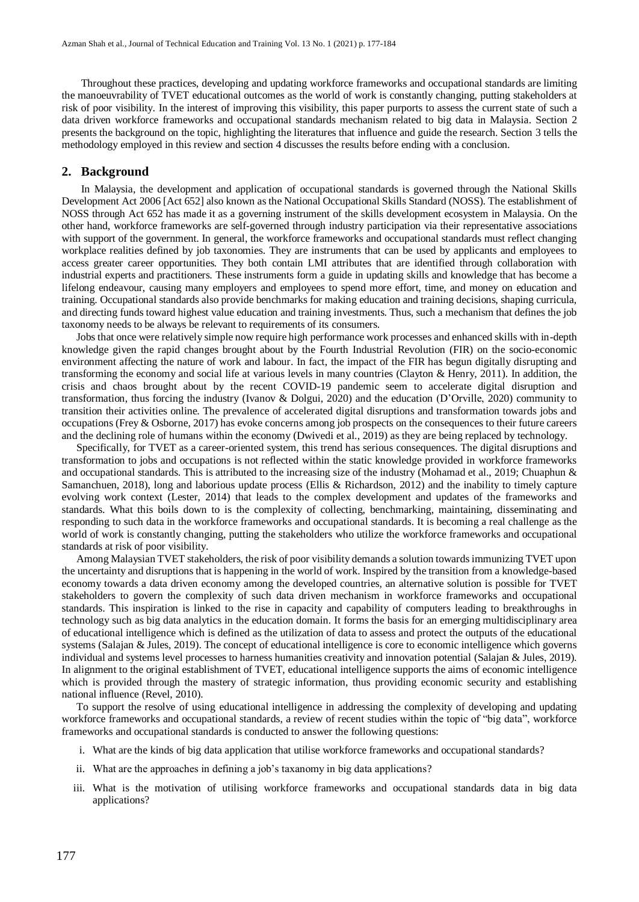Throughout these practices, developing and updating workforce frameworks and occupational standards are limiting the manoeuvrability of TVET educational outcomes as the world of work is constantly changing, putting stakeholders at risk of poor visibility. In the interest of improving this visibility, this paper purports to assess the current state of such a data driven workforce frameworks and occupational standards mechanism related to big data in Malaysia. Section 2 presents the background on the topic, highlighting the literatures that influence and guide the research. Section 3 tells the methodology employed in this review and section 4 discusses the results before ending with a conclusion.

## 2. Background

In Malaysia, the development and application of occupational standards is governed through the National Skills Development Act 2006 [Act 652] also known as the National Occupational Skills Standard (NOSS). The establishment of NOSS through Act 652 has made it as a governing instrument of the skills development ecosystem in Malaysia. On the other hand, workforce frameworks are self-governed through industry participation via their representative associations with support of the government. In general, the workforce frameworks and occupational standards must reflect changing workplace realities defined by job taxonomies. They are instruments that can be used by applicants and employees to access greater career opportunities. They both contain LMI attributes that are identified through collaboration with industrial experts and practitioners. These instruments form a guide in updating skills and knowledge that has become a lifelong endeavour, causing many employers and employees to spend more effort, time, and money on education and training. Occupational standards also provide benchmarks for making education and training decisions, shaping curricula, and directing funds toward highest value education and training investments. Thus, such a mechanism that defines the job taxonomy needs to be always be relevant to requirements of its consumers.

Jobs that once were relatively simple now require high performance work processes and enhanced skills with in-depth knowledge given the rapid changes brought about by the Fourth Industrial Revolution (FIR) on the socio-economic environment affecting the nature of work and labour. In fact, the impact of the FIR has begun digitally disrupting and transforming the economy and social life at various levels in many countries (Clayton & Henry, 2011). In addition, the crisis and chaos brought about by the recent COVID-19 pandemic seem to accelerate digital disruption and transformation, thus forcing the industry (Ivanov & Dolgui, 2020) and the education (D'Orville, 2020) community to transition their activities online. The prevalence of accelerated digital disruptions and transformation towards jobs and occupations (Frey & Osborne, 2017) has evoke concerns among job prospects on the consequences to their future careers and the declining role of humans within the economy (Dwivedi et al., 2019) as they are being replaced by technology.

Specifically, for TVET as a career-oriented system, this trend has serious consequences. The digital disruptions and transformation to jobs and occupations is not reflected within the static knowledge provided in workforce frameworks and occupational standards. This is attributed to the increasing size of the industry (Mohamad et al., 2019; Chuaphun & Samanchuen, 2018), long and laborious update process (Ellis & Richardson, 2012) and the inability to timely capture evolving work context (Lester, 2014) that leads to the complex development and updates of the frameworks and standards. What this boils down to is the complexity of collecting, benchmarking, maintaining, disseminating and responding to such data in the workforce frameworks and occupational standards. It is becoming a real challenge as the world of work is constantly changing, putting the stakeholders who utilize the workforce frameworks and occupational standards at risk of poor visibility.

Among Malaysian TVET stakeholders, the risk of poor visibility demands a solution towards immunizing TVET upon the uncertainty and disruptions that is happening in the world of work. Inspired by the transition from a knowledge-based economy towards a data driven economy among the developed countries, an alternative solution is possible for TVET stakeholders to govern the complexity of such data driven mechanism in workforce frameworks and occupational standards. This inspiration is linked to the rise in capacity and capability of computers leading to breakthroughs in technology such as big data analytics in the education domain. It forms the basis for an emerging multidisciplinary area of educational intelligence which is defined as the utilization of data to assess and protect the outputs of the educational systems (Salajan & Jules, 2019). The concept of educational intelligence is core to economic intelligence which governs individual and systems level processes to harness humanities creativity and innovation potential (Salajan & Jules, 2019). In alignment to the original establishment of TVET, educational intelligence supports the aims of economic intelligence which is provided through the mastery of strategic information, thus providing economic security and establishing national influence (Revel, 2010).

To support the resolve of using educational intelligence in addressing the complexity of developing and updating workforce frameworks and occupational standards, a review of recent studies within the topic of "big data", workforce frameworks and occupational standards is conducted to answer the following questions:

i. What are the kinds of big data application that utilise workforce frameworks and occupational standards?

ii. What are the approaches in defining a job's taxonomy in big data applications?

iii. What is the motivation of utilising workforce frameworks and occupational standards data in big data applications?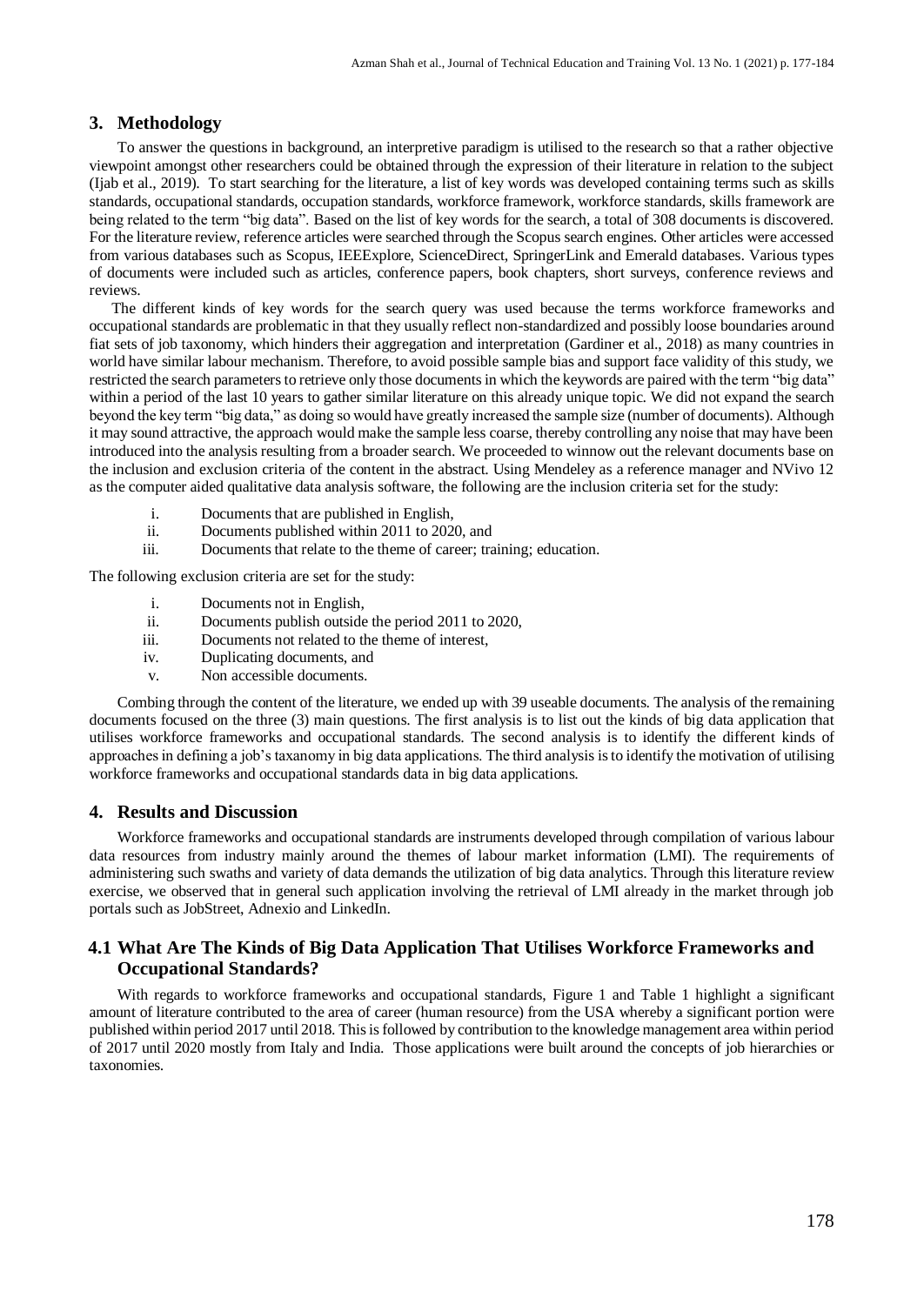## 3. Methodology

To answer the questions in background, an interpretive paradigm is utilised to the research so that a rather objective viewpoint amongst other researchers could be obtained through the expression of their literature in relation to the subject (Ijab et al., 2019). To start searching for the literature, a list of key words was developed containing terms such as skills standards, occupational standards, occupation standards, workforce framework, workforce standards, skills framework are being related to the term "big data". Based on the list of key words for the search, a total of 308 documents is discovered. For the literature review, reference articles were searched through the Scopus search engines. Other articles were accessed from various databases such as Scopus, IEEExplore, ScienceDirect, SpringerLink and Emerald databases. Various types of documents were included such as articles, conference papers, book chapters, short surveys, conference reviews and reviews.

The different kinds of key words for the search query was used because the terms workforce frameworks and occupational standards are problematic in that they usually reflect non-standardized and possibly loose boundaries around fiat sets of job taxonomy, which hinders their aggregation and interpretation (Gardiner et al., 2018) as many countries in world have similar labour mechanism. Therefore, to avoid possible sample bias and support face validity of this study, we restricted the search parameters to retrieve only those documents in which the keywords are paired with the term "big data" within a period of the last 10 years to gather similar literature on this already unique topic. We did not expand the search beyond the key term "big data," as doing so would have greatly increased the sample size (number of documents). Although it may sound attractive, the approach would make the sample less coarse, thereby controlling any noise that may have been introduced into the analysis resulting from a broader search. We proceeded to winnow out the relevant documents base on the inclusion and exclusion criteria of the content in the abstract. Using Mendeley as a reference manager and NVivo 12 as the computer aided qualitative data analysis software, the following are the inclusion criteria set for the study:

i. Documents that are published in English,
ii. Documents published within 2011 to 2020, and
iii. Documents that relate to the theme of career; training; education.

The following exclusion criteria are set for the study:

i. Documents not in English,
ii. Documents publish outside the period 2011 to 2020,
iii. Documents not related to the theme of interest,
iv. Duplicating documents, and
v. Non accessible documents.

Combing through the content of the literature, we ended up with 39 useable documents. The analysis of the remaining documents focused on the three (3) main questions. The first analysis is to list out the kinds of big data application that utilises workforce frameworks and occupational standards. The second analysis is to identify the different kinds of approaches in defining a job's taxonomy in big data applications. The third analysis is to identify the motivation of utilising workforce frameworks and occupational standards data in big data applications.

## 4. Results and Discussion

Workforce frameworks and occupational standards are instruments developed through compilation of various labour data resources from industry mainly around the themes of labour market information (LMI). The requirements of administering such swaths and variety of data demands the utilization of big data analytics. Through this literature review exercise, we observed that in general such application involving the retrieval of LMI already in the market through job portals such as JobStreet, Adnexio and LinkedIn.

### 4.1 What Are The Kinds of Big Data Application That Utilises Workforce Frameworks and Occupational Standards?

With regards to workforce frameworks and occupational standards, Figure 1 and Table 1 highlight a significant amount of literature contributed to the area of career (human resource) from the USA whereby a significant portion were published within period 2017 until 2018. This is followed by contribution to the knowledge management area within period of 2017 until 2020 mostly from Italy and India. Those applications were built around the concepts of job hierarchies or taxonomies.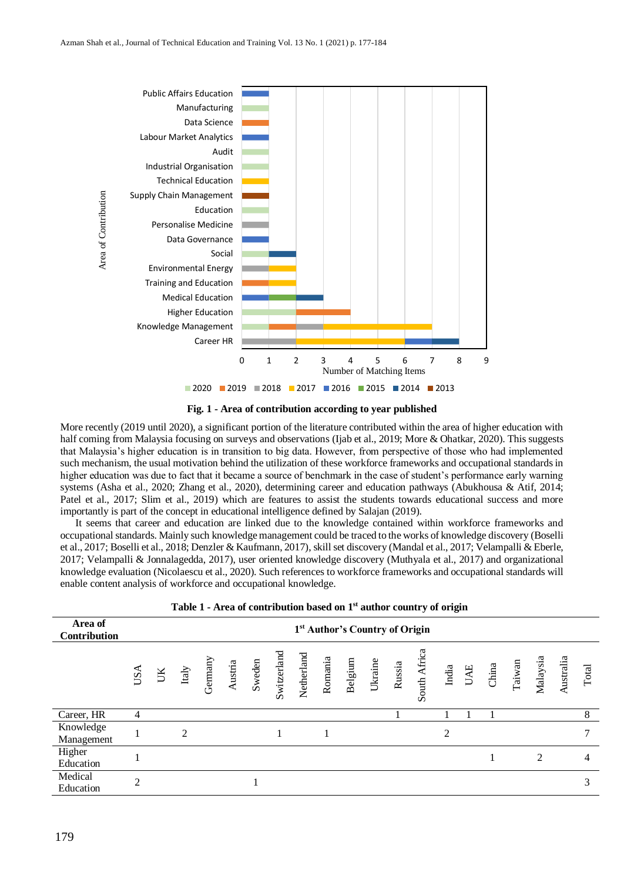**Fig. 1 - Area of contribution according to year published**

More recently (2019 until 2020), a significant portion of the literature contributed within the area of higher education with half coming from Malaysia focusing on surveys and observations (Ijab et al., 2019; More & Ohatkar, 2020). This suggests that Malaysia's higher education is in transition to big data. However, from perspective of those who had implemented such mechanism, the usual motivation behind the utilization of these workforce frameworks and occupational standards in higher education was due to fact that it became a source of benchmark in the case of student's performance early warning systems (Asha et al., 2020; Zhang et al., 2020), determining career and education pathways (Abukhousa & Atif, 2014; Patel et al., 2017; Slim et al., 2019) which are features to assist the students towards educational success and more importantly is part of the concept in educational intelligence defined by Salajan (2019).

It seems that career and education are linked due to the knowledge contained within workforce frameworks and occupational standards. Mainly such knowledge management could be traced to the works of knowledge discovery (Boselli et al., 2017; Boselli et al., 2018; Denzler & Kaufmann, 2017), skill set discovery (Mandal et al., 2017; Velampalli & Eberle, 2017; Velampalli & Jonnalagedda, 2017), user oriented knowledge discovery (Muthyala et al., 2017) and organizational knowledge evaluation (Nicolaescu et al., 2020). Such references to workforce frameworks and occupational standards will enable content analysis of workforce and occupational knowledge.

**Table 1 - Area of contribution based on 1st author country of origin**

| Area of Contribution | 1st Author's Country of Origin | | | | | | | | | | | | | | | | | | | |
|---|---|---|---|---|---|---|---|---|---|---|---|---|---|---|---|---|---|---|---|---|
| | USA | UK | Italy | Germany | Austria | Sweden | Switzerland | Netherland | Romania | Belgium | Ukraine | Russia | South Africa | India | UAE | China | Taiwan | Malaysia | Australia | Total |
| Career, HR | 4 | | | | | | | | | | | 1 | | 1 | 1 | 1 | | | | 8 |
| Knowledge Management | 1 | | 2 | | | | 1 | | 1 | | | | | 2 | | | | | | 7 |
| Higher Education | 1 | | | | | | | | | | | | | | | 1 | | 2 | | 4 |
| Medical Education | 2 | | | | | 1 | | | | | | | | | | | | | | 3 |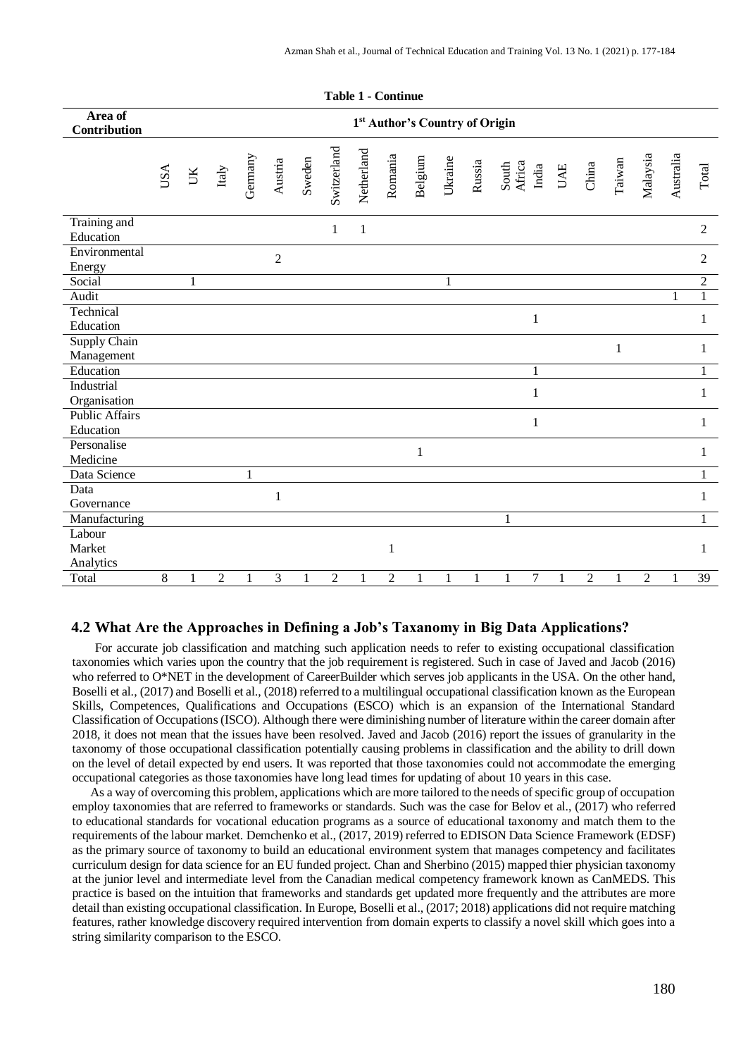**Table 1 - Continue**

| Area of Contribution | 1st Author's Country of Origin | | | | | | | | | | | | | | | | | | | |
|---|---|---|---|---|---|---|---|---|---|---|---|---|---|---|---|---|---|---|---|---|
| | USA | UK | Italy | Germany | Austria | Sweden | Switzerland | Netherland | Romania | Belgium | Ukraine | Russia | South Africa | India | UAE | China | Taiwan | Malaysia | Australia | Total |
| Training and Education | | | | | | | 1 | 1 | | | | | | | | | | | | 2 |
| Environmental Energy | | | | | 2 | | | | | | | | | | | | | | | 2 |
| Social | | 1 | | | | | | | | | 1 | | | | | | | | | 2 |
| Audit | | | | | | | | | | | | | | | | | | | 1 | 1 |
| Technical Education | | | | | | | | | | | | | | 1 | | | | | | 1 |
| Supply Chain Management | | | | | | | | | | | | | | | | | 1 | | | 1 |
| Education | | | | | | | | | | | | | | 1 | | | | | | 1 |
| Industrial Organisation | | | | | | | | | | | | | | 1 | | | | | | 1 |
| Public Affairs Education | | | | | | | | | | | | | | 1 | | | | | | 1 |
| Personalise Medicine | | | | | | | | | | 1 | | | | | | | | | | 1 |
| Data Science | | | | 1 | | | | | | | | | | | | | | | | 1 |
| Data Governance | | | | | 1 | | | | | | | | | | | | | | | 1 |
| Manufacturing | | | | | | | | | | | | | 1 | | | | | | | 1 |
| Labour Market Analytics | | | | | | | | | 1 | | | | | | | | | | | 1 |
| Total | 8 | 1 | 2 | 1 | 3 | 1 | 2 | 1 | 2 | 1 | 1 | 1 | 1 | 7 | 1 | 2 | 1 | 2 | 1 | 39 |

### 4.2 What Are the Approaches in Defining a Job's Taxanomy in Big Data Applications?

For accurate job classification and matching such application needs to refer to existing occupational classification taxonomies which varies upon the country that the job requirement is registered. Such in case of Javed and Jacob (2016) who referred to O*NET in the development of CareerBuilder which serves job applicants in the USA. On the other hand, Boselli et al., (2017) and Boselli et al., (2018) referred to a multilingual occupational classification known as the European Skills, Competences, Qualifications and Occupations (ESCO) which is an expansion of the International Standard Classification of Occupations (ISCO). Although there were diminishing number of literature within the career domain after 2018, it does not mean that the issues have been resolved. Javed and Jacob (2016) report the issues of granularity in the taxonomy of those occupational classification potentially causing problems in classification and the ability to drill down on the level of detail expected by end users. It was reported that those taxonomies could not accommodate the emerging occupational categories as those taxonomies have long lead times for updating of about 10 years in this case.

As a way of overcoming this problem, applications which are more tailored to the needs of specific group of occupation employ taxonomies that are referred to frameworks or standards. Such was the case for Belov et al., (2017) who referred to educational standards for vocational education programs as a source of educational taxonomy and match them to the requirements of the labour market. Demchenko et al., (2017, 2019) referred to EDISON Data Science Framework (EDSF) as the primary source of taxonomy to build an educational environment system that manages competency and facilitates curriculum design for data science for an EU funded project. Chan and Sherbino (2015) mapped thier physician taxonomy at the junior level and intermediate level from the Canadian medical competency framework known as CanMEDS. This practice is based on the intuition that frameworks and standards get updated more frequently and the attributes are more detail than existing occupational classification. In Europe, Boselli et al., (2017; 2018) applications did not require matching features, rather knowledge discovery required intervention from domain experts to classify a novel skill which goes into a string similarity comparison to the ESCO.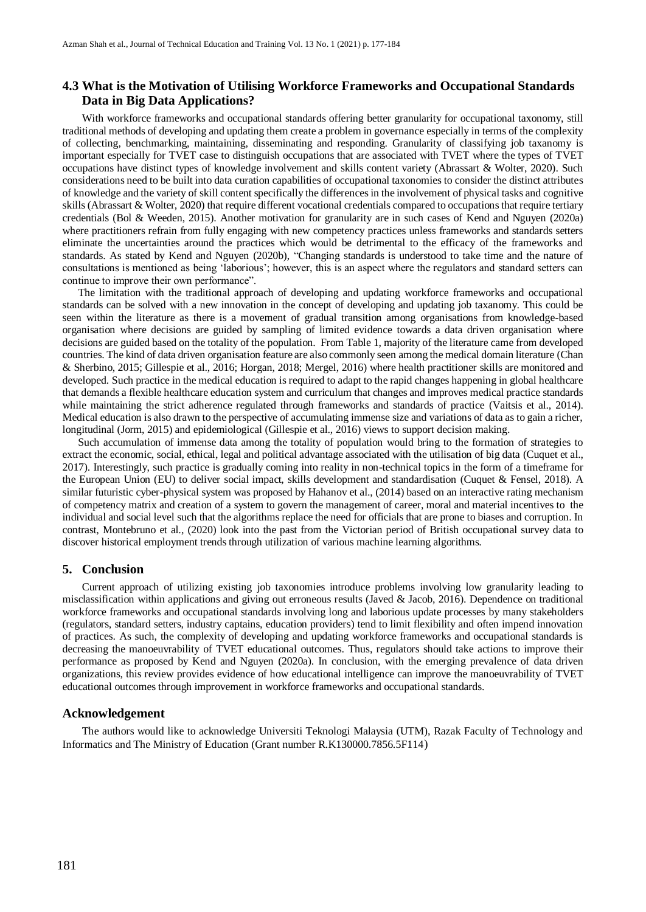## 4.3 What is the Motivation of Utilising Workforce Frameworks and Occupational Standards Data in Big Data Applications?

With workforce frameworks and occupational standards offering better granularity for occupational taxonomy, still traditional methods of developing and updating them create a problem in governance especially in terms of the complexity of collecting, benchmarking, maintaining, disseminating and responding. Granularity of classifying job taxanomy is important especially for TVET case to distinguish occupations that are associated with TVET where the types of TVET occupations have distinct types of knowledge involvement and skills content variety (Abrassart & Wolter, 2020). Such considerations need to be built into data curation capabilities of occupational taxonomies to consider the distinct attributes of knowledge and the variety of skill content specifically the differences in the involvement of physical tasks and cognitive skills (Abrassart & Wolter, 2020) that require different vocational credentials compared to occupations that require tertiary credentials (Bol & Weeden, 2015). Another motivation for granularity are in such cases of Kend and Nguyen (2020a) where practitioners refrain from fully engaging with new competency practices unless frameworks and standards setters eliminate the uncertainties around the practices which would be detrimental to the efficacy of the frameworks and standards. As stated by Kend and Nguyen (2020b), "Changing standards is understood to take time and the nature of consultations is mentioned as being 'laborious'; however, this is an aspect where the regulators and standard setters can continue to improve their own performance".

The limitation with the traditional approach of developing and updating workforce frameworks and occupational standards can be solved with a new innovation in the concept of developing and updating job taxanomy. This could be seen within the literature as there is a movement of gradual transition among organisations from knowledge-based organisation where decisions are guided by sampling of limited evidence towards a data driven organisation where decisions are guided based on the totality of the population. From Table 1, majority of the literature came from developed countries. The kind of data driven organisation feature are also commonly seen among the medical domain literature (Chan & Sherbino, 2015; Gillespie et al., 2016; Horgan, 2018; Mergel, 2016) where health practitioner skills are monitored and developed. Such practice in the medical education is required to adapt to the rapid changes happening in global healthcare that demands a flexible healthcare education system and curriculum that changes and improves medical practice standards while maintaining the strict adherence regulated through frameworks and standards of practice (Vaitsis et al., 2014). Medical education is also drawn to the perspective of accumulating immense size and variations of data as to gain a richer, longitudinal (Jorm, 2015) and epidemiological (Gillespie et al., 2016) views to support decision making.

Such accumulation of immense data among the totality of population would bring to the formation of strategies to extract the economic, social, ethical, legal and political advantage associated with the utilisation of big data (Cuquet et al., 2017). Interestingly, such practice is gradually coming into reality in non-technical topics in the form of a timeframe for the European Union (EU) to deliver social impact, skills development and standardisation (Cuquet & Fensel, 2018). A similar futuristic cyber-physical system was proposed by Hahanov et al., (2014) based on an interactive rating mechanism of competency matrix and creation of a system to govern the management of career, moral and material incentives to the individual and social level such that the algorithms replace the need for officials that are prone to biases and corruption. In contrast, Montebruno et al., (2020) look into the past from the Victorian period of British occupational survey data to discover historical employment trends through utilization of various machine learning algorithms.

## 5. Conclusion

Current approach of utilizing existing job taxonomies introduce problems involving low granularity leading to misclassification within applications and giving out erroneous results (Javed & Jacob, 2016). Dependence on traditional workforce frameworks and occupational standards involving long and laborious update processes by many stakeholders (regulators, standard setters, industry captains, education providers) tend to limit flexibility and often impend innovation of practices. As such, the complexity of developing and updating workforce frameworks and occupational standards is decreasing the manoeuvrability of TVET educational outcomes. Thus, regulators should take actions to improve their performance as proposed by Kend and Nguyen (2020a). In conclusion, with the emerging prevalence of data driven organizations, this review provides evidence of how educational intelligence can improve the manoeuvrability of TVET educational outcomes through improvement in workforce frameworks and occupational standards.

## Acknowledgement

The authors would like to acknowledge Universiti Teknologi Malaysia (UTM), Razak Faculty of Technology and Informatics and The Ministry of Education (Grant number R.K130000.7856.5F114)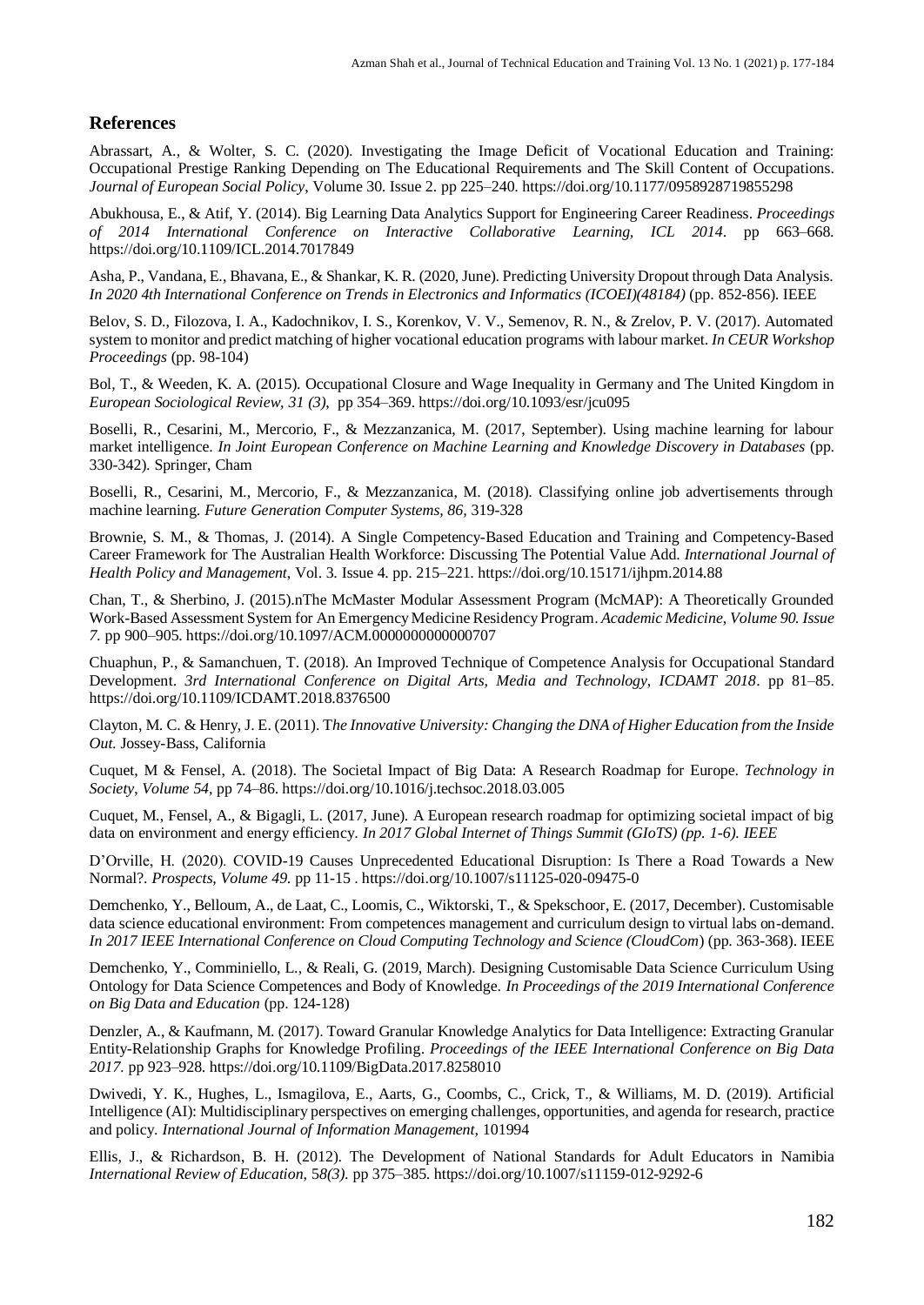## References

Abrassart, A., & Wolter, S. C. (2020). Investigating the Image Deficit of Vocational Education and Training: Occupational Prestige Ranking Depending on The Educational Requirements and The Skill Content of Occupations. *Journal of European Social Policy*, Volume 30. Issue 2. pp 225–240. https://doi.org/10.1177/0958928719855298

Abukhousa, E., & Atif, Y. (2014). Big Learning Data Analytics Support for Engineering Career Readiness. *Proceedings of 2014 International Conference on Interactive Collaborative Learning, ICL 2014*. pp 663–668. https://doi.org/10.1109/ICL.2014.7017849

Asha, P., Vandana, E., Bhavana, E., & Shankar, K. R. (2020, June). Predicting University Dropout through Data Analysis. *In 2020 4th International Conference on Trends in Electronics and Informatics (ICOEI)(48184)* (pp. 852-856). IEEE

Belov, S. D., Filozova, I. A., Kadochnikov, I. S., Korenkov, V. V., Semenov, R. N., & Zrelov, P. V. (2017). Automated system to monitor and predict matching of higher vocational education programs with labour market. *In CEUR Workshop Proceedings* (pp. 98-104)

Bol, T., & Weeden, K. A. (2015). Occupational Closure and Wage Inequality in Germany and The United Kingdom in *European Sociological Review, 31 (3)*, pp 354–369. https://doi.org/10.1093/esr/jcu095

Boselli, R., Cesarini, M., Mercorio, F., & Mezzanzanica, M. (2017, September). Using machine learning for labour market intelligence. *In Joint European Conference on Machine Learning and Knowledge Discovery in Databases* (pp. 330-342). Springer, Cham

Boselli, R., Cesarini, M., Mercorio, F., & Mezzanzanica, M. (2018). Classifying online job advertisements through machine learning. *Future Generation Computer Systems, 86,* 319-328

Brownie, S. M., & Thomas, J. (2014). A Single Competency-Based Education and Training and Competency-Based Career Framework for The Australian Health Workforce: Discussing The Potential Value Add. *International Journal of Health Policy and Management*, Vol. 3. Issue 4. pp. 215–221. https://doi.org/10.15171/ijhpm.2014.88

Chan, T., & Sherbino, J. (2015).nThe McMaster Modular Assessment Program (McMAP): A Theoretically Grounded Work-Based Assessment System for An Emergency Medicine Residency Program. *Academic Medicine, Volume 90. Issue 7.* pp 900–905. https://doi.org/10.1097/ACM.0000000000000707

Chuaphun, P., & Samanchuen, T. (2018). An Improved Technique of Competence Analysis for Occupational Standard Development. *3rd International Conference on Digital Arts, Media and Technology, ICDAMT 2018*. pp 81–85. https://doi.org/10.1109/ICDAMT.2018.8376500

Clayton, M. C. & Henry, J. E. (2011). T*he Innovative University: Changing the DNA of Higher Education from the Inside Out.* Jossey-Bass, California

Cuquet, M & Fensel, A. (2018). The Societal Impact of Big Data: A Research Roadmap for Europe. *Technology in Society, Volume 54,* pp 74–86. https://doi.org/10.1016/j.techsoc.2018.03.005

Cuquet, M., Fensel, A., & Bigagli, L. (2017, June). A European research roadmap for optimizing societal impact of big data on environment and energy efficiency. *In 2017 Global Internet of Things Summit (GIoTS) (pp. 1-6). IEEE*

D'Orville, H. (2020). COVID-19 Causes Unprecedented Educational Disruption: Is There a Road Towards a New Normal?. *Prospects, Volume 49.* pp 11-15 . https://doi.org/10.1007/s11125-020-09475-0

Demchenko, Y., Belloum, A., de Laat, C., Loomis, C., Wiktorski, T., & Spekschoor, E. (2017, December). Customisable data science educational environment: From competences management and curriculum design to virtual labs on-demand. *In 2017 IEEE International Conference on Cloud Computing Technology and Science (CloudCom*) (pp. 363-368). IEEE

Demchenko, Y., Comminiello, L., & Reali, G. (2019, March). Designing Customisable Data Science Curriculum Using Ontology for Data Science Competences and Body of Knowledge. *In Proceedings of the 2019 International Conference on Big Data and Education* (pp. 124-128)

Denzler, A., & Kaufmann, M. (2017). Toward Granular Knowledge Analytics for Data Intelligence: Extracting Granular Entity-Relationship Graphs for Knowledge Profiling. *Proceedings of the IEEE International Conference on Big Data 2017.* pp 923–928. https://doi.org/10.1109/BigData.2017.8258010

Dwivedi, Y. K., Hughes, L., Ismagilova, E., Aarts, G., Coombs, C., Crick, T., & Williams, M. D. (2019). Artificial Intelligence (AI): Multidisciplinary perspectives on emerging challenges, opportunities, and agenda for research, practice and policy. *International Journal of Information Management,* 101994

Ellis, J., & Richardson, B. H. (2012). The Development of National Standards for Adult Educators in Namibia *International Review of Education,* 5*8(3).* pp 375–385. https://doi.org/10.1007/s11159-012-9292-6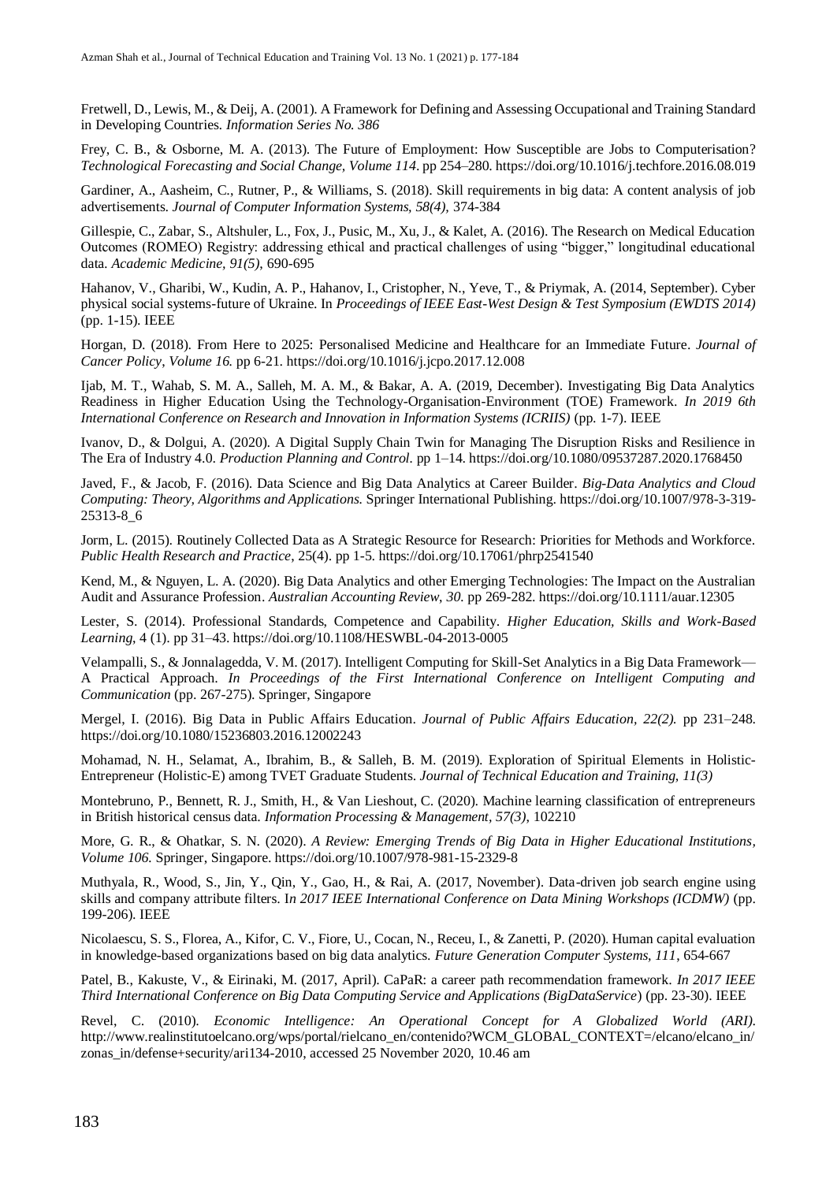Fretwell, D., Lewis, M., & Deij, A. (2001). A Framework for Defining and Assessing Occupational and Training Standard in Developing Countries. *Information Series No. 386*

Frey, C. B., & Osborne, M. A. (2013). The Future of Employment: How Susceptible are Jobs to Computerisation? *Technological Forecasting and Social Change, Volume 114*. pp 254–280. https://doi.org/10.1016/j.techfore.2016.08.019

Gardiner, A., Aasheim, C., Rutner, P., & Williams, S. (2018). Skill requirements in big data: A content analysis of job advertisements. *Journal of Computer Information Systems, 58(4)*, 374-384

Gillespie, C., Zabar, S., Altshuler, L., Fox, J., Pusic, M., Xu, J., & Kalet, A. (2016). The Research on Medical Education Outcomes (ROMEO) Registry: addressing ethical and practical challenges of using "bigger," longitudinal educational data. *Academic Medicine, 91(5)*, 690-695

Hahanov, V., Gharibi, W., Kudin, A. P., Hahanov, I., Cristopher, N., Yeve, T., & Priymak, A. (2014, September). Cyber physical social systems-future of Ukraine. In *Proceedings of IEEE East-West Design & Test Symposium (EWDTS 2014)* (pp. 1-15). IEEE

Horgan, D. (2018). From Here to 2025: Personalised Medicine and Healthcare for an Immediate Future. *Journal of Cancer Policy, Volume 16.* pp 6-21. https://doi.org/10.1016/j.jcpo.2017.12.008

Ijab, M. T., Wahab, S. M. A., Salleh, M. A. M., & Bakar, A. A. (2019, December). Investigating Big Data Analytics Readiness in Higher Education Using the Technology-Organisation-Environment (TOE) Framework. *In 2019 6th International Conference on Research and Innovation in Information Systems (ICRIIS)* (pp. 1-7). IEEE

Ivanov, D., & Dolgui, A. (2020). A Digital Supply Chain Twin for Managing The Disruption Risks and Resilience in The Era of Industry 4.0. *Production Planning and Control.* pp 1–14. https://doi.org/10.1080/09537287.2020.1768450

Javed, F., & Jacob, F. (2016). Data Science and Big Data Analytics at Career Builder. *Big-Data Analytics and Cloud Computing: Theory, Algorithms and Applications.* Springer International Publishing. https://doi.org/10.1007/978-3-319-25313-8_6

Jorm, L. (2015). Routinely Collected Data as A Strategic Resource for Research: Priorities for Methods and Workforce. *Public Health Research and Practice*, 25(4). pp 1-5. https://doi.org/10.17061/phrp2541540

Kend, M., & Nguyen, L. A. (2020). Big Data Analytics and other Emerging Technologies: The Impact on the Australian Audit and Assurance Profession. *Australian Accounting Review, 30.* pp 269-282. https://doi.org/10.1111/auar.12305

Lester, S. (2014). Professional Standards, Competence and Capability. *Higher Education, Skills and Work-Based Learning*, 4 (1). pp 31–43. https://doi.org/10.1108/HESWBL-04-2013-0005

Velampalli, S., & Jonnalagedda, V. M. (2017). Intelligent Computing for Skill-Set Analytics in a Big Data Framework—A Practical Approach. *In Proceedings of the First International Conference on Intelligent Computing and Communication* (pp. 267-275). Springer, Singapore

Mergel, I. (2016). Big Data in Public Affairs Education. *Journal of Public Affairs Education, 22(2).* pp 231–248. https://doi.org/10.1080/15236803.2016.12002243

Mohamad, N. H., Selamat, A., Ibrahim, B., & Salleh, B. M. (2019). Exploration of Spiritual Elements in Holistic-Entrepreneur (Holistic-E) among TVET Graduate Students. *Journal of Technical Education and Training, 11(3)*

Montebruno, P., Bennett, R. J., Smith, H., & Van Lieshout, C. (2020). Machine learning classification of entrepreneurs in British historical census data. *Information Processing & Management, 57(3)*, 102210

More, G. R., & Ohatkar, S. N. (2020). *A Review: Emerging Trends of Big Data in Higher Educational Institutions, Volume 106.* Springer, Singapore. https://doi.org/10.1007/978-981-15-2329-8

Muthyala, R., Wood, S., Jin, Y., Qin, Y., Gao, H., & Rai, A. (2017, November). Data-driven job search engine using skills and company attribute filters. I*n 2017 IEEE International Conference on Data Mining Workshops (ICDMW)* (pp. 199-206). IEEE

Nicolaescu, S. S., Florea, A., Kifor, C. V., Fiore, U., Cocan, N., Receu, I., & Zanetti, P. (2020). Human capital evaluation in knowledge-based organizations based on big data analytics. *Future Generation Computer Systems, 111*, 654-667

Patel, B., Kakuste, V., & Eirinaki, M. (2017, April). CaPaR: a career path recommendation framework. *In 2017 IEEE Third International Conference on Big Data Computing Service and Applications (BigDataService*) (pp. 23-30). IEEE

Revel, C. (2010). *Economic Intelligence: An Operational Concept for A Globalized World (ARI).* http://www.realinstitutoelcano.org/wps/portal/rielcano_en/contenido?WCM_GLOBAL_CONTEXT=/elcano/elcano_in/zonas_in/defense+security/ari134-2010, accessed 25 November 2020, 10.46 am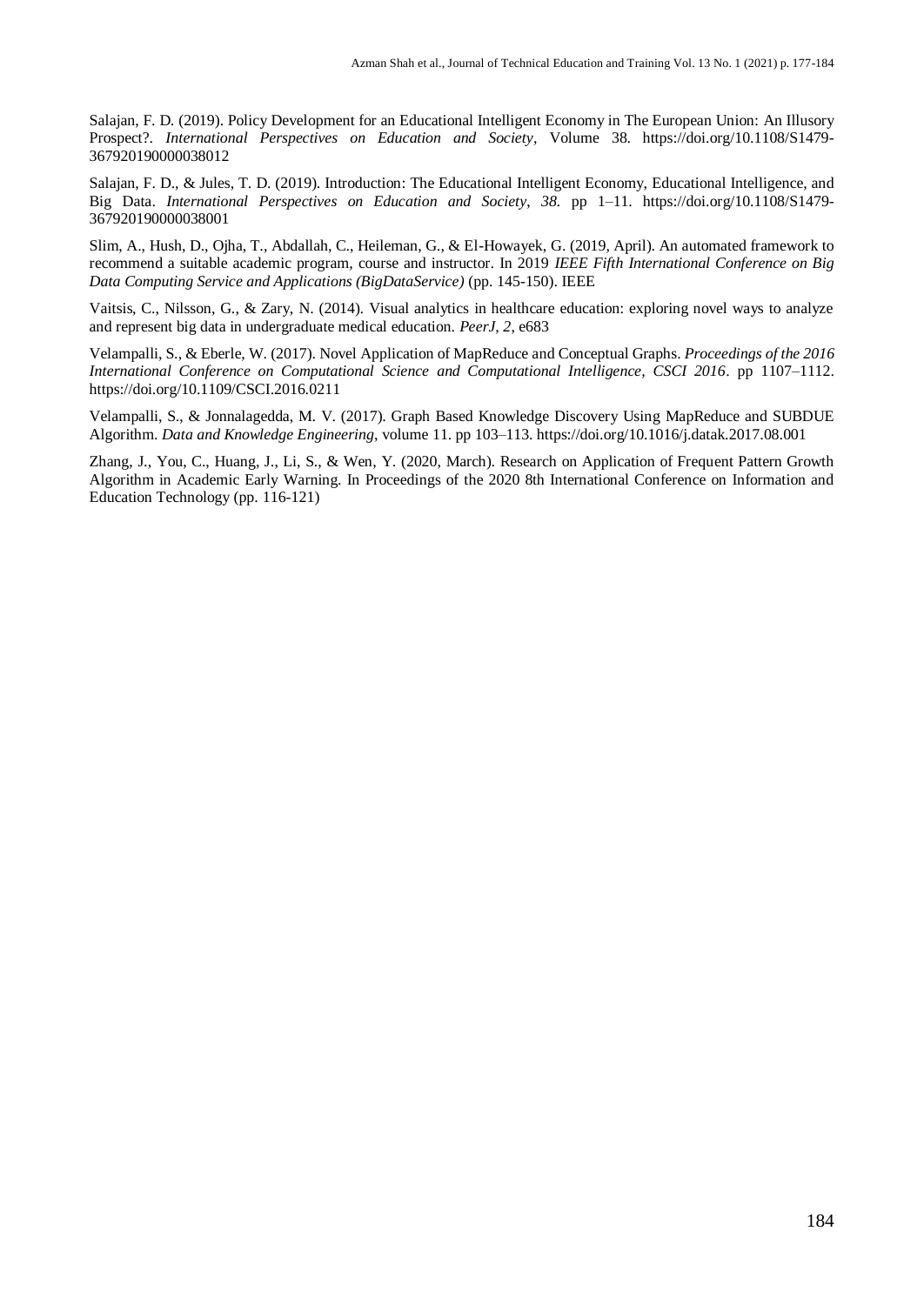Salajan, F. D. (2019). Policy Development for an Educational Intelligent Economy in The European Union: An Illusory Prospect?. *International Perspectives on Education and Society*, Volume 38. https://doi.org/10.1108/S1479-367920190000038012

Salajan, F. D., & Jules, T. D. (2019). Introduction: The Educational Intelligent Economy, Educational Intelligence, and Big Data. *International Perspectives on Education and Society*, *38*. pp 1–11. https://doi.org/10.1108/S1479-367920190000038001

Slim, A., Hush, D., Ojha, T., Abdallah, C., Heileman, G., & El-Howayek, G. (2019, April). An automated framework to recommend a suitable academic program, course and instructor. In 2019 *IEEE Fifth International Conference on Big Data Computing Service and Applications (BigDataService)* (pp. 145-150). IEEE

Vaitsis, C., Nilsson, G., & Zary, N. (2014). Visual analytics in healthcare education: exploring novel ways to analyze and represent big data in undergraduate medical education. *PeerJ*, *2*, e683

Velampalli, S., & Eberle, W. (2017). Novel Application of MapReduce and Conceptual Graphs. *Proceedings of the 2016 International Conference on Computational Science and Computational Intelligence, CSCI 2016*. pp 1107–1112. https://doi.org/10.1109/CSCI.2016.0211

Velampalli, S., & Jonnalagedda, M. V. (2017). Graph Based Knowledge Discovery Using MapReduce and SUBDUE Algorithm. *Data and Knowledge Engineering*, volume 11. pp 103–113. https://doi.org/10.1016/j.datak.2017.08.001

Zhang, J., You, C., Huang, J., Li, S., & Wen, Y. (2020, March). Research on Application of Frequent Pattern Growth Algorithm in Academic Early Warning. In Proceedings of the 2020 8th International Conference on Information and Education Technology (pp. 116-121)